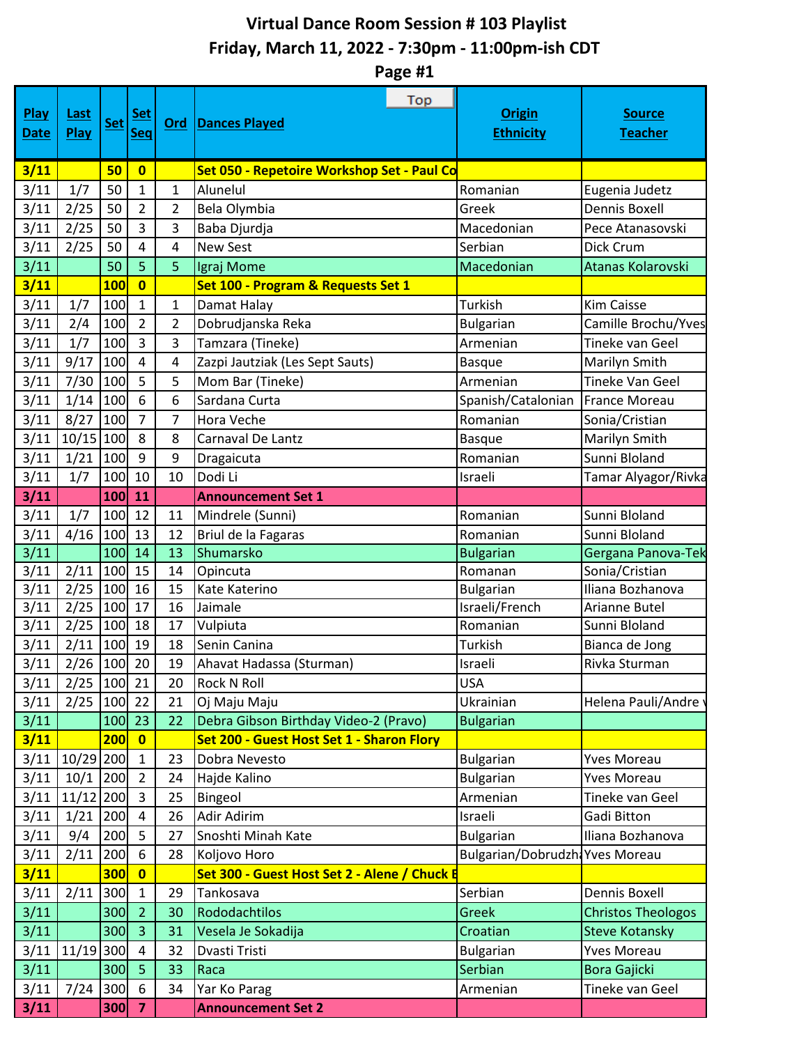# Virtual Dance Room Session # 103 Playlist

## Friday, March 11, 2022 - 7:30pm - 11:00pm-ish CDT

## Page #1

| Play Date | Last Play | Set | Set Seq | Ord | Dances Played | Origin Ethnicity | Source Teacher |
|---|---|---|---|---|---|---|---|
| 3/11 | | 50 | 0 | | Set 050 - Repetoire Workshop Set - Paul Co | | |
| 3/11 | 1/7 | 50 | 1 | 1 | Alunelul | Romanian | Eugenia Judetz |
| 3/11 | 2/25 | 50 | 2 | 2 | Bela Olymbia | Greek | Dennis Boxell |
| 3/11 | 2/25 | 50 | 3 | 3 | Baba Djurdja | Macedonian | Pece Atanasovski |
| 3/11 | 2/25 | 50 | 4 | 4 | New Sest | Serbian | Dick Crum |
| 3/11 | | 50 | 5 | 5 | Igraj Mome | Macedonian | Atanas Kolarovski |
| 3/11 | | 100 | 0 | | Set 100 - Program & Requests Set 1 | | |
| 3/11 | 1/7 | 100 | 1 | 1 | Damat Halay | Turkish | Kim Caisse |
| 3/11 | 2/4 | 100 | 2 | 2 | Dobrudjanska Reka | Bulgarian | Camille Brochu/Yves |
| 3/11 | 1/7 | 100 | 3 | 3 | Tamzara (Tineke) | Armenian | Tineke van Geel |
| 3/11 | 9/17 | 100 | 4 | 4 | Zazpi Jautziak (Les Sept Sauts) | Basque | Marilyn Smith |
| 3/11 | 7/30 | 100 | 5 | 5 | Mom Bar (Tineke) | Armenian | Tineke Van Geel |
| 3/11 | 1/14 | 100 | 6 | 6 | Sardana Curta | Spanish/Catalonian | France Moreau |
| 3/11 | 8/27 | 100 | 7 | 7 | Hora Veche | Romanian | Sonia/Cristian |
| 3/11 | 10/15 | 100 | 8 | 8 | Carnaval De Lantz | Basque | Marilyn Smith |
| 3/11 | 1/21 | 100 | 9 | 9 | Dragaicuta | Romanian | Sunni Bloland |
| 3/11 | 1/7 | 100 | 10 | 10 | Dodi Li | Israeli | Tamar Alyagor/Rivka |
| 3/11 | | 100 | 11 | | Announcement Set 1 | | |
| 3/11 | 1/7 | 100 | 12 | 11 | Mindrele (Sunni) | Romanian | Sunni Bloland |
| 3/11 | 4/16 | 100 | 13 | 12 | Briul de la Fagaras | Romanian | Sunni Bloland |
| 3/11 | | 100 | 14 | 13 | Shumarsko | Bulgarian | Gergana Panova-Tek |
| 3/11 | 2/11 | 100 | 15 | 14 | Opincuta | Romanan | Sonia/Cristian |
| 3/11 | 2/25 | 100 | 16 | 15 | Kate Katerino | Bulgarian | Iliana Bozhanova |
| 3/11 | 2/25 | 100 | 17 | 16 | Jaimale | Israeli/French | Arianne Butel |
| 3/11 | 2/25 | 100 | 18 | 17 | Vulpiuta | Romanian | Sunni Bloland |
| 3/11 | 2/11 | 100 | 19 | 18 | Senin Canina | Turkish | Bianca de Jong |
| 3/11 | 2/26 | 100 | 20 | 19 | Ahavat Hadassa (Sturman) | Israeli | Rivka Sturman |
| 3/11 | 2/25 | 100 | 21 | 20 | Rock N Roll | USA | |
| 3/11 | 2/25 | 100 | 22 | 21 | Oj Maju Maju | Ukrainian | Helena Pauli/Andre v |
| 3/11 | | 100 | 23 | 22 | Debra Gibson Birthday Video-2 (Pravo) | Bulgarian | |
| 3/11 | | 200 | 0 | | Set 200 - Guest Host Set 1 - Sharon Flory | | |
| 3/11 | 10/29 | 200 | 1 | 23 | Dobra Nevesto | Bulgarian | Yves Moreau |
| 3/11 | 10/1 | 200 | 2 | 24 | Hajde Kalino | Bulgarian | Yves Moreau |
| 3/11 | 11/12 | 200 | 3 | 25 | Bingeol | Armenian | Tineke van Geel |
| 3/11 | 1/21 | 200 | 4 | 26 | Adir Adirim | Israeli | Gadi Bitton |
| 3/11 | 9/4 | 200 | 5 | 27 | Snoshti Minah Kate | Bulgarian | Iliana Bozhanova |
| 3/11 | 2/11 | 200 | 6 | 28 | Koljovo Horo | Bulgarian/Dobrudzha | Yves Moreau |
| 3/11 | | 300 | 0 | | Set 300 - Guest Host Set 2 - Alene / Chuck E | | |
| 3/11 | 2/11 | 300 | 1 | 29 | Tankosava | Serbian | Dennis Boxell |
| 3/11 | | 300 | 2 | 30 | Rododachtilos | Greek | Christos Theologos |
| 3/11 | | 300 | 3 | 31 | Vesela Je Sokadija | Croatian | Steve Kotansky |
| 3/11 | 11/19 | 300 | 4 | 32 | Dvasti Tristi | Bulgarian | Yves Moreau |
| 3/11 | | 300 | 5 | 33 | Raca | Serbian | Bora Gajicki |
| 3/11 | 7/24 | 300 | 6 | 34 | Yar Ko Parag | Armenian | Tineke van Geel |
| 3/11 | | 300 | 7 | | Announcement Set 2 | | |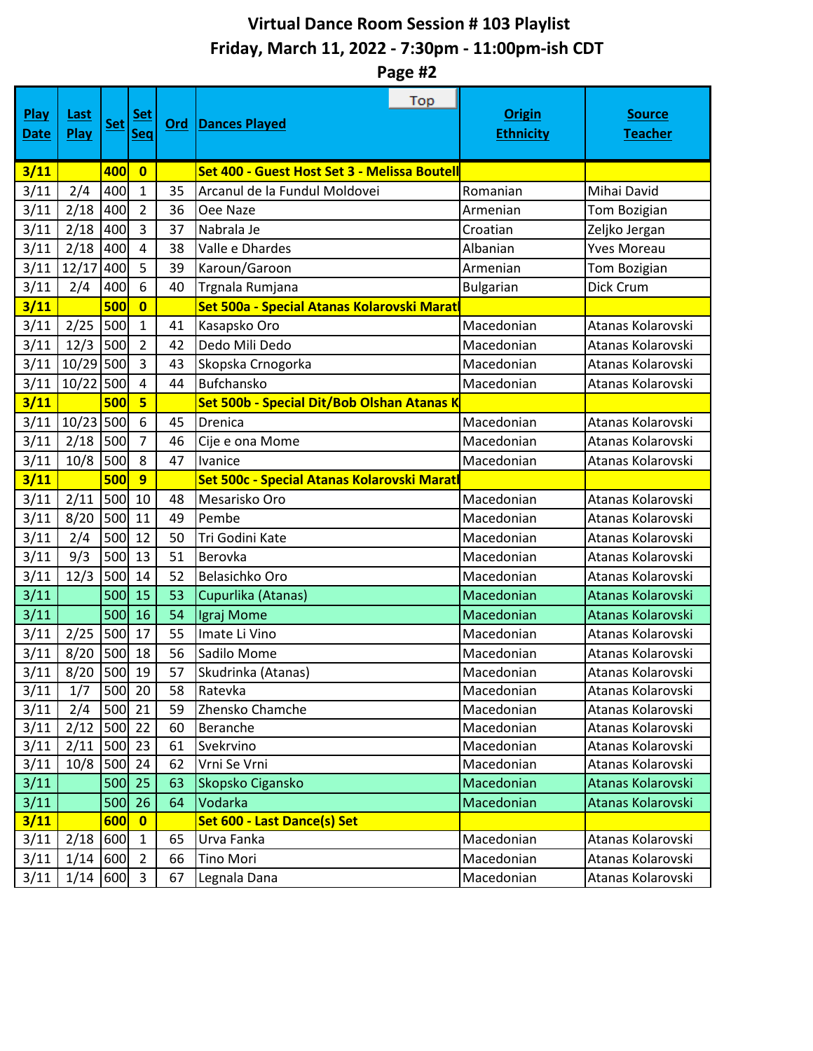# Virtual Dance Room Session # 103 Playlist
## Friday, March 11, 2022 - 7:30pm - 11:00pm-ish CDT
### Page #2

| Play Date | Last Play | Set | Set Seq | Ord | Dances Played | Origin Ethnicity | Source Teacher |
|---|---|---|---|---|---|---|---|
| **3/11** | | **400** | **0** | | **Set 400 - Guest Host Set 3 - Melissa Boutell** | | |
| 3/11 | 2/4 | 400 | 1 | 35 | Arcanul de la Fundul Moldovei | Romanian | Mihai David |
| 3/11 | 2/18 | 400 | 2 | 36 | Oee Naze | Armenian | Tom Bozigian |
| 3/11 | 2/18 | 400 | 3 | 37 | Nabrala Je | Croatian | Zeljko Jergan |
| 3/11 | 2/18 | 400 | 4 | 38 | Valle e Dhardes | Albanian | Yves Moreau |
| 3/11 | 12/17 | 400 | 5 | 39 | Karoun/Garoon | Armenian | Tom Bozigian |
| 3/11 | 2/4 | 400 | 6 | 40 | Trgnala Rumjana | Bulgarian | Dick Crum |
| **3/11** | | **500** | **0** | | **Set 500a - Special Atanas Kolarovski Marat** | | |
| 3/11 | 2/25 | 500 | 1 | 41 | Kasapsko Oro | Macedonian | Atanas Kolarovski |
| 3/11 | 12/3 | 500 | 2 | 42 | Dedo Mili Dedo | Macedonian | Atanas Kolarovski |
| 3/11 | 10/29 | 500 | 3 | 43 | Skopska Crnogorka | Macedonian | Atanas Kolarovski |
| 3/11 | 10/22 | 500 | 4 | 44 | Bufchansko | Macedonian | Atanas Kolarovski |
| **3/11** | | **500** | **5** | | **Set 500b - Special Dit/Bob Olshan Atanas K** | | |
| 3/11 | 10/23 | 500 | 6 | 45 | Drenica | Macedonian | Atanas Kolarovski |
| 3/11 | 2/18 | 500 | 7 | 46 | Cije e ona Mome | Macedonian | Atanas Kolarovski |
| 3/11 | 10/8 | 500 | 8 | 47 | Ivanice | Macedonian | Atanas Kolarovski |
| **3/11** | | **500** | **9** | | **Set 500c - Special Atanas Kolarovski Marat** | | |
| 3/11 | 2/11 | 500 | 10 | 48 | Mesarisko Oro | Macedonian | Atanas Kolarovski |
| 3/11 | 8/20 | 500 | 11 | 49 | Pembe | Macedonian | Atanas Kolarovski |
| 3/11 | 2/4 | 500 | 12 | 50 | Tri Godini Kate | Macedonian | Atanas Kolarovski |
| 3/11 | 9/3 | 500 | 13 | 51 | Berovka | Macedonian | Atanas Kolarovski |
| 3/11 | 12/3 | 500 | 14 | 52 | Belasichko Oro | Macedonian | Atanas Kolarovski |
| 3/11 | | 500 | 15 | 53 | Cupurlika (Atanas) | Macedonian | Atanas Kolarovski |
| 3/11 | | 500 | 16 | 54 | Igraj Mome | Macedonian | Atanas Kolarovski |
| 3/11 | 2/25 | 500 | 17 | 55 | Imate Li Vino | Macedonian | Atanas Kolarovski |
| 3/11 | 8/20 | 500 | 18 | 56 | Sadilo Mome | Macedonian | Atanas Kolarovski |
| 3/11 | 8/20 | 500 | 19 | 57 | Skudrinka (Atanas) | Macedonian | Atanas Kolarovski |
| 3/11 | 1/7 | 500 | 20 | 58 | Ratevka | Macedonian | Atanas Kolarovski |
| 3/11 | 2/4 | 500 | 21 | 59 | Zhensko Chamche | Macedonian | Atanas Kolarovski |
| 3/11 | 2/12 | 500 | 22 | 60 | Beranche | Macedonian | Atanas Kolarovski |
| 3/11 | 2/11 | 500 | 23 | 61 | Svekrvino | Macedonian | Atanas Kolarovski |
| 3/11 | 10/8 | 500 | 24 | 62 | Vrni Se Vrni | Macedonian | Atanas Kolarovski |
| 3/11 | | 500 | 25 | 63 | Skopsko Cigansko | Macedonian | Atanas Kolarovski |
| 3/11 | | 500 | 26 | 64 | Vodarka | Macedonian | Atanas Kolarovski |
| **3/11** | | **600** | **0** | | **Set 600 - Last Dance(s) Set** | | |
| 3/11 | 2/18 | 600 | 1 | 65 | Urva Fanka | Macedonian | Atanas Kolarovski |
| 3/11 | 1/14 | 600 | 2 | 66 | Tino Mori | Macedonian | Atanas Kolarovski |
| 3/11 | 1/14 | 600 | 3 | 67 | Legnala Dana | Macedonian | Atanas Kolarovski |